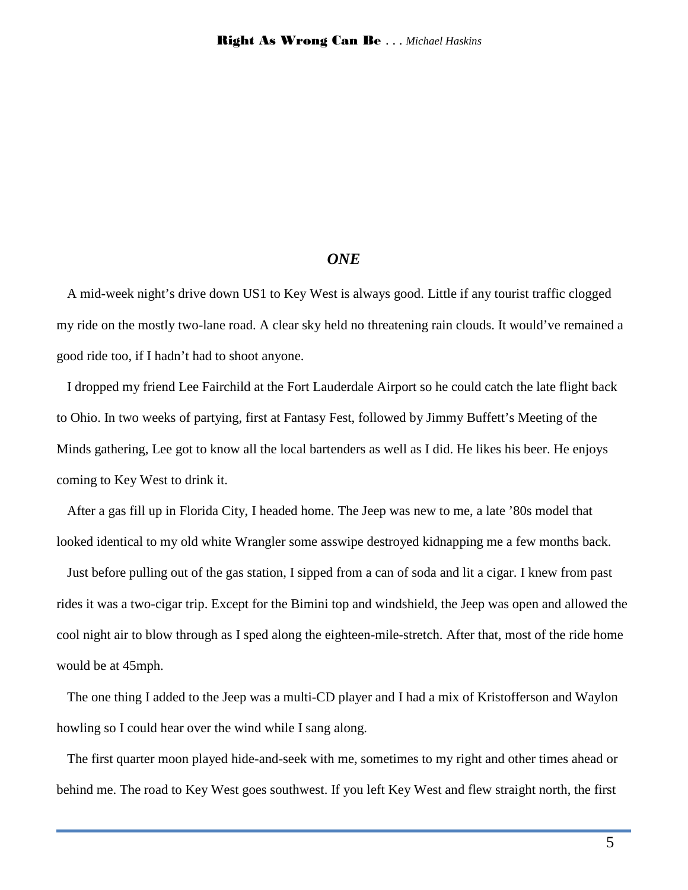# *ONE*

A mid-week night's drive down US1 to Key West is always good. Little if any tourist traffic clogged my ride on the mostly two-lane road. A clear sky held no threatening rain clouds. It would've remained a good ride too, if I hadn't had to shoot anyone.

I dropped my friend Lee Fairchild at the Fort Lauderdale Airport so he could catch the late flight back to Ohio. In two weeks of partying, first at Fantasy Fest, followed by Jimmy Buffett's Meeting of the Minds gathering, Lee got to know all the local bartenders as well as I did. He likes his beer. He enjoys coming to Key West to drink it.

After a gas fill up in Florida City, I headed home. The Jeep was new to me, a late '80s model that looked identical to my old white Wrangler some asswipe destroyed kidnapping me a few months back.

Just before pulling out of the gas station, I sipped from a can of soda and lit a cigar. I knew from past rides it was a two-cigar trip. Except for the Bimini top and windshield, the Jeep was open and allowed the cool night air to blow through as I sped along the eighteen-mile-stretch. After that, most of the ride home would be at 45mph.

The one thing I added to the Jeep was a multi-CD player and I had a mix of Kristofferson and Waylon howling so I could hear over the wind while I sang along.

The first quarter moon played hide-and-seek with me, sometimes to my right and other times ahead or behind me. The road to Key West goes southwest. If you left Key West and flew straight north, the first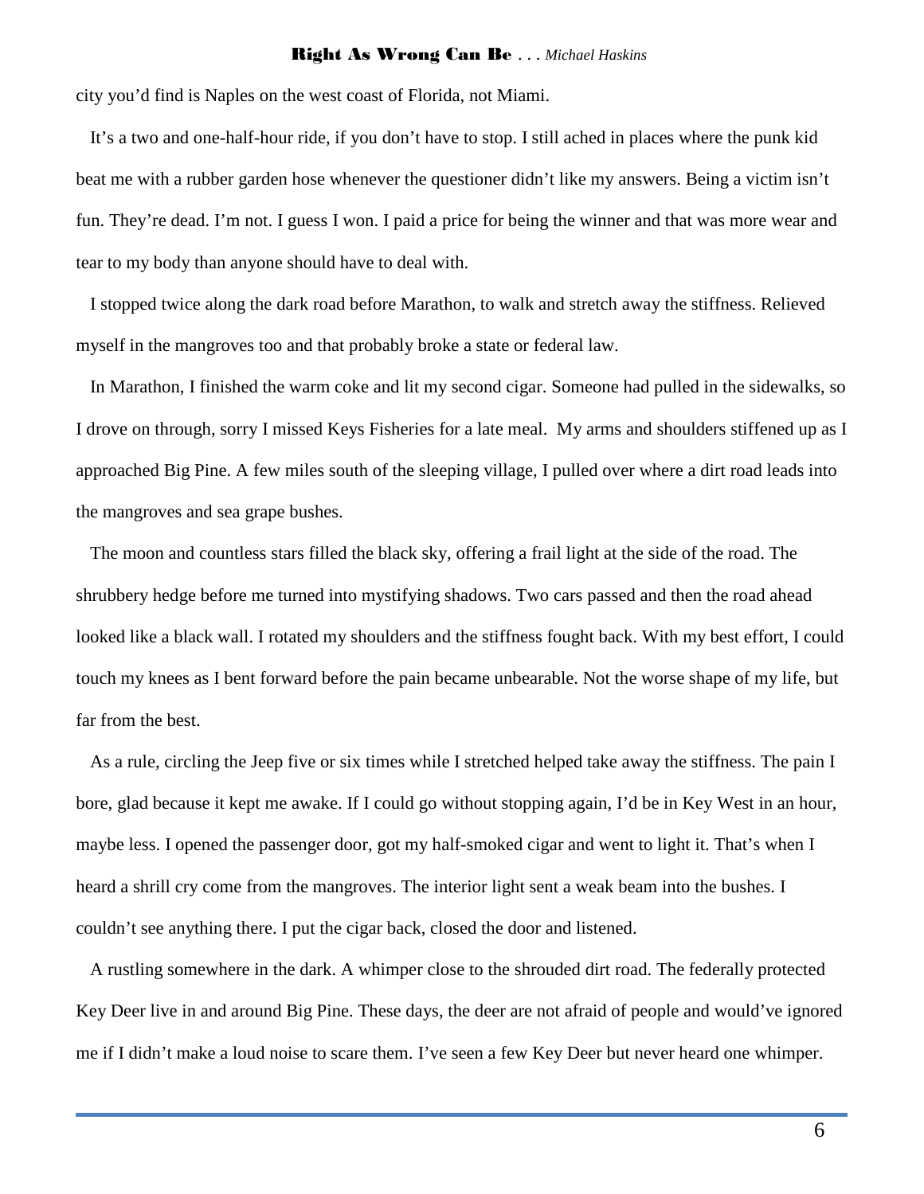city you'd find is Naples on the west coast of Florida, not Miami.

It's a two and one-half-hour ride, if you don't have to stop. I still ached in places where the punk kid beat me with a rubber garden hose whenever the questioner didn't like my answers. Being a victim isn't fun. They're dead. I'm not. I guess I won. I paid a price for being the winner and that was more wear and tear to my body than anyone should have to deal with.

I stopped twice along the dark road before Marathon, to walk and stretch away the stiffness. Relieved myself in the mangroves too and that probably broke a state or federal law.

In Marathon, I finished the warm coke and lit my second cigar. Someone had pulled in the sidewalks, so I drove on through, sorry I missed Keys Fisheries for a late meal. My arms and shoulders stiffened up as I approached Big Pine. A few miles south of the sleeping village, I pulled over where a dirt road leads into the mangroves and sea grape bushes.

The moon and countless stars filled the black sky, offering a frail light at the side of the road. The shrubbery hedge before me turned into mystifying shadows. Two cars passed and then the road ahead looked like a black wall. I rotated my shoulders and the stiffness fought back. With my best effort, I could touch my knees as I bent forward before the pain became unbearable. Not the worse shape of my life, but far from the best.

As a rule, circling the Jeep five or six times while I stretched helped take away the stiffness. The pain I bore, glad because it kept me awake. If I could go without stopping again, I'd be in Key West in an hour, maybe less. I opened the passenger door, got my half-smoked cigar and went to light it. That's when I heard a shrill cry come from the mangroves. The interior light sent a weak beam into the bushes. I couldn't see anything there. I put the cigar back, closed the door and listened.

A rustling somewhere in the dark. A whimper close to the shrouded dirt road. The federally protected Key Deer live in and around Big Pine. These days, the deer are not afraid of people and would've ignored me if I didn't make a loud noise to scare them. I've seen a few Key Deer but never heard one whimper.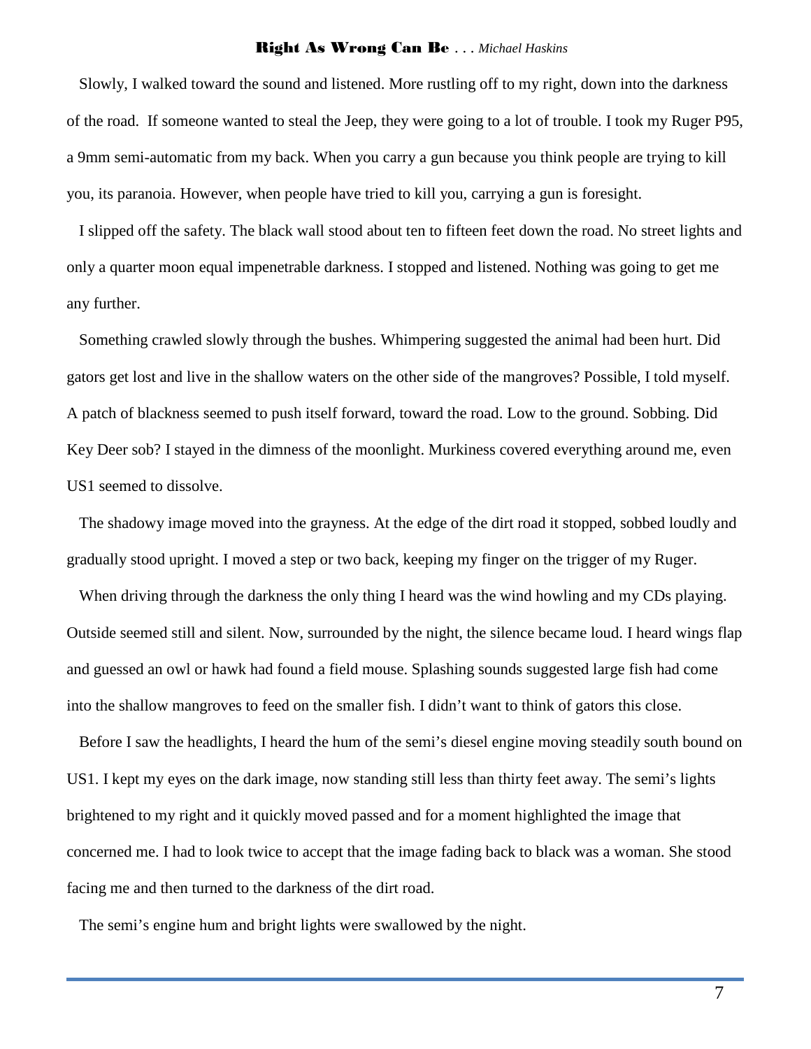Slowly, I walked toward the sound and listened. More rustling off to my right, down into the darkness of the road. If someone wanted to steal the Jeep, they were going to a lot of trouble. I took my Ruger P95, a 9mm semi-automatic from my back. When you carry a gun because you think people are trying to kill you, its paranoia. However, when people have tried to kill you, carrying a gun is foresight.

I slipped off the safety. The black wall stood about ten to fifteen feet down the road. No street lights and only a quarter moon equal impenetrable darkness. I stopped and listened. Nothing was going to get me any further.

Something crawled slowly through the bushes. Whimpering suggested the animal had been hurt. Did gators get lost and live in the shallow waters on the other side of the mangroves? Possible, I told myself. A patch of blackness seemed to push itself forward, toward the road. Low to the ground. Sobbing. Did Key Deer sob? I stayed in the dimness of the moonlight. Murkiness covered everything around me, even US1 seemed to dissolve.

The shadowy image moved into the grayness. At the edge of the dirt road it stopped, sobbed loudly and gradually stood upright. I moved a step or two back, keeping my finger on the trigger of my Ruger.

When driving through the darkness the only thing I heard was the wind howling and my CDs playing. Outside seemed still and silent. Now, surrounded by the night, the silence became loud. I heard wings flap and guessed an owl or hawk had found a field mouse. Splashing sounds suggested large fish had come into the shallow mangroves to feed on the smaller fish. I didn't want to think of gators this close.

Before I saw the headlights, I heard the hum of the semi's diesel engine moving steadily south bound on US1. I kept my eyes on the dark image, now standing still less than thirty feet away. The semi's lights brightened to my right and it quickly moved passed and for a moment highlighted the image that concerned me. I had to look twice to accept that the image fading back to black was a woman. She stood facing me and then turned to the darkness of the dirt road.

The semi's engine hum and bright lights were swallowed by the night.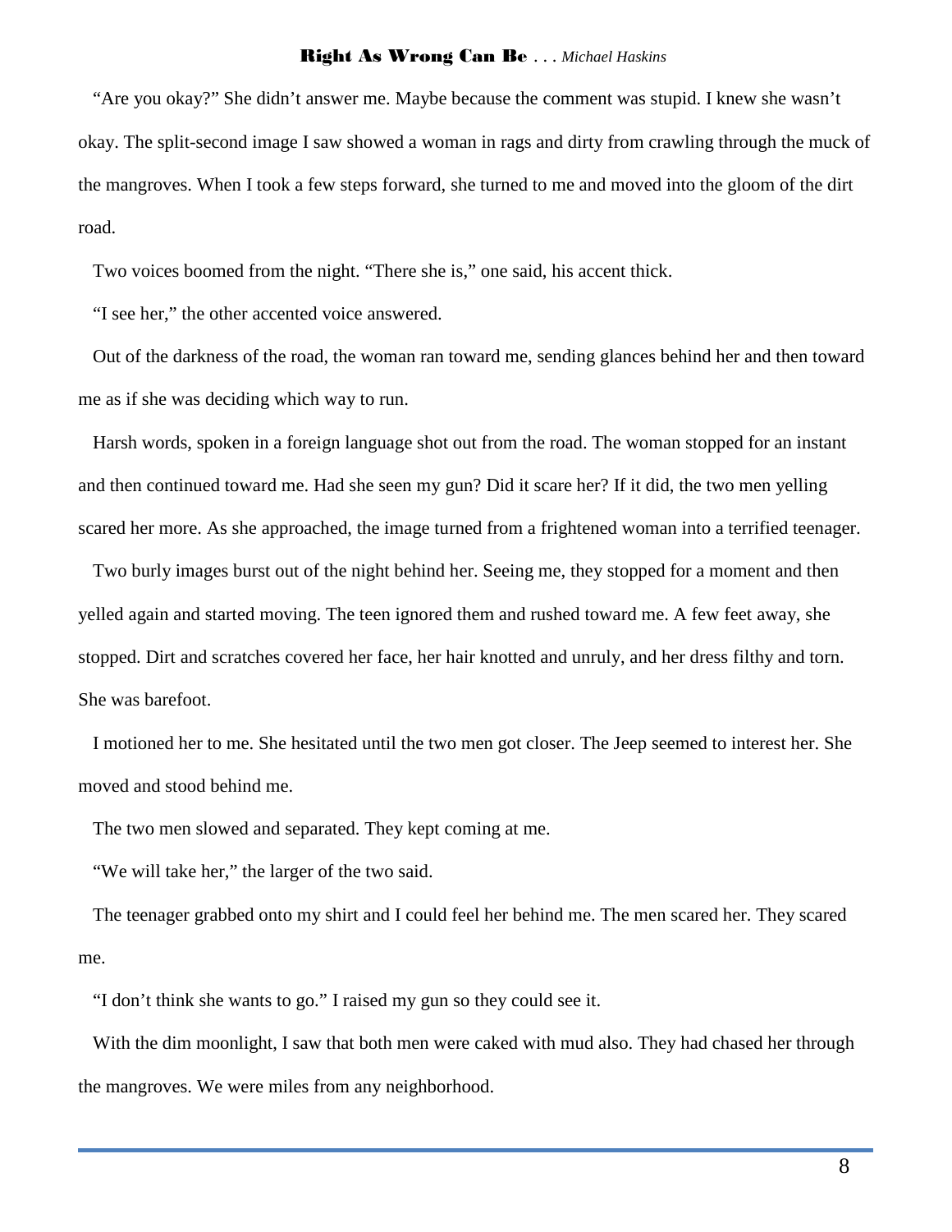"Are you okay?" She didn't answer me. Maybe because the comment was stupid. I knew she wasn't okay. The split-second image I saw showed a woman in rags and dirty from crawling through the muck of the mangroves. When I took a few steps forward, she turned to me and moved into the gloom of the dirt road.

Two voices boomed from the night. "There she is," one said, his accent thick.

"I see her," the other accented voice answered.

Out of the darkness of the road, the woman ran toward me, sending glances behind her and then toward me as if she was deciding which way to run.

Harsh words, spoken in a foreign language shot out from the road. The woman stopped for an instant and then continued toward me. Had she seen my gun? Did it scare her? If it did, the two men yelling scared her more. As she approached, the image turned from a frightened woman into a terrified teenager.

Two burly images burst out of the night behind her. Seeing me, they stopped for a moment and then yelled again and started moving. The teen ignored them and rushed toward me. A few feet away, she stopped. Dirt and scratches covered her face, her hair knotted and unruly, and her dress filthy and torn. She was barefoot.

I motioned her to me. She hesitated until the two men got closer. The Jeep seemed to interest her. She moved and stood behind me.

The two men slowed and separated. They kept coming at me.

"We will take her," the larger of the two said.

The teenager grabbed onto my shirt and I could feel her behind me. The men scared her. They scared me.

"I don't think she wants to go." I raised my gun so they could see it.

With the dim moonlight, I saw that both men were caked with mud also. They had chased her through the mangroves. We were miles from any neighborhood.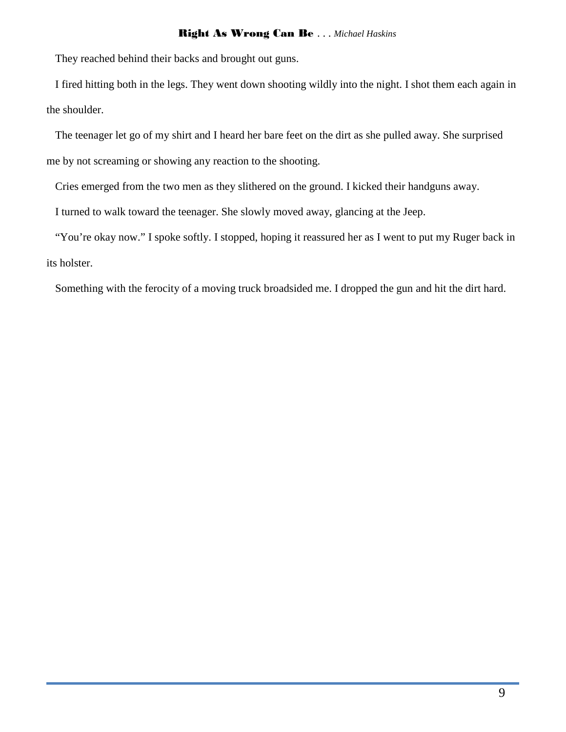They reached behind their backs and brought out guns.

I fired hitting both in the legs. They went down shooting wildly into the night. I shot them each again in the shoulder.

The teenager let go of my shirt and I heard her bare feet on the dirt as she pulled away. She surprised me by not screaming or showing any reaction to the shooting.

Cries emerged from the two men as they slithered on the ground. I kicked their handguns away.

I turned to walk toward the teenager. She slowly moved away, glancing at the Jeep.

"You're okay now." I spoke softly. I stopped, hoping it reassured her as I went to put my Ruger back in its holster.

Something with the ferocity of a moving truck broadsided me. I dropped the gun and hit the dirt hard.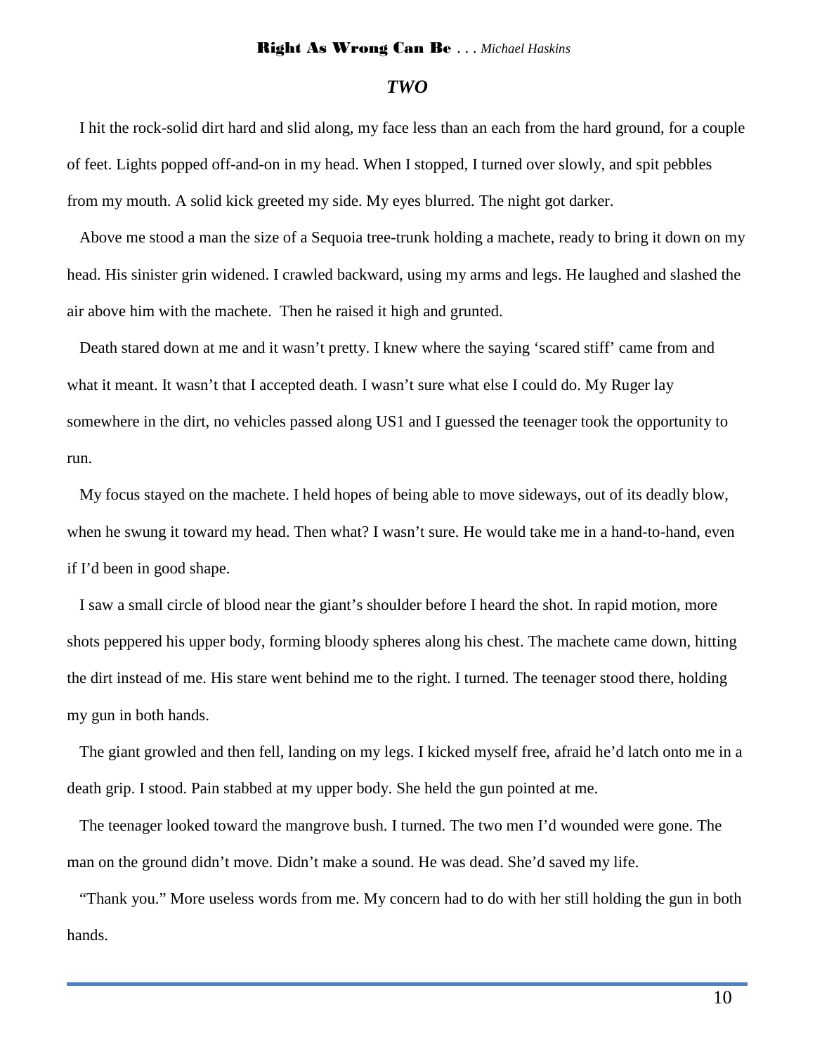## *TWO*

I hit the rock-solid dirt hard and slid along, my face less than an each from the hard ground, for a couple of feet. Lights popped off-and-on in my head. When I stopped, I turned over slowly, and spit pebbles from my mouth. A solid kick greeted my side. My eyes blurred. The night got darker.

Above me stood a man the size of a Sequoia tree-trunk holding a machete, ready to bring it down on my head. His sinister grin widened. I crawled backward, using my arms and legs. He laughed and slashed the air above him with the machete. Then he raised it high and grunted.

Death stared down at me and it wasn't pretty. I knew where the saying 'scared stiff' came from and what it meant. It wasn't that I accepted death. I wasn't sure what else I could do. My Ruger lay somewhere in the dirt, no vehicles passed along US1 and I guessed the teenager took the opportunity to run.

My focus stayed on the machete. I held hopes of being able to move sideways, out of its deadly blow, when he swung it toward my head. Then what? I wasn't sure. He would take me in a hand-to-hand, even if I'd been in good shape.

I saw a small circle of blood near the giant's shoulder before I heard the shot. In rapid motion, more shots peppered his upper body, forming bloody spheres along his chest. The machete came down, hitting the dirt instead of me. His stare went behind me to the right. I turned. The teenager stood there, holding my gun in both hands.

The giant growled and then fell, landing on my legs. I kicked myself free, afraid he'd latch onto me in a death grip. I stood. Pain stabbed at my upper body. She held the gun pointed at me.

The teenager looked toward the mangrove bush. I turned. The two men I'd wounded were gone. The man on the ground didn't move. Didn't make a sound. He was dead. She'd saved my life.

"Thank you." More useless words from me. My concern had to do with her still holding the gun in both hands.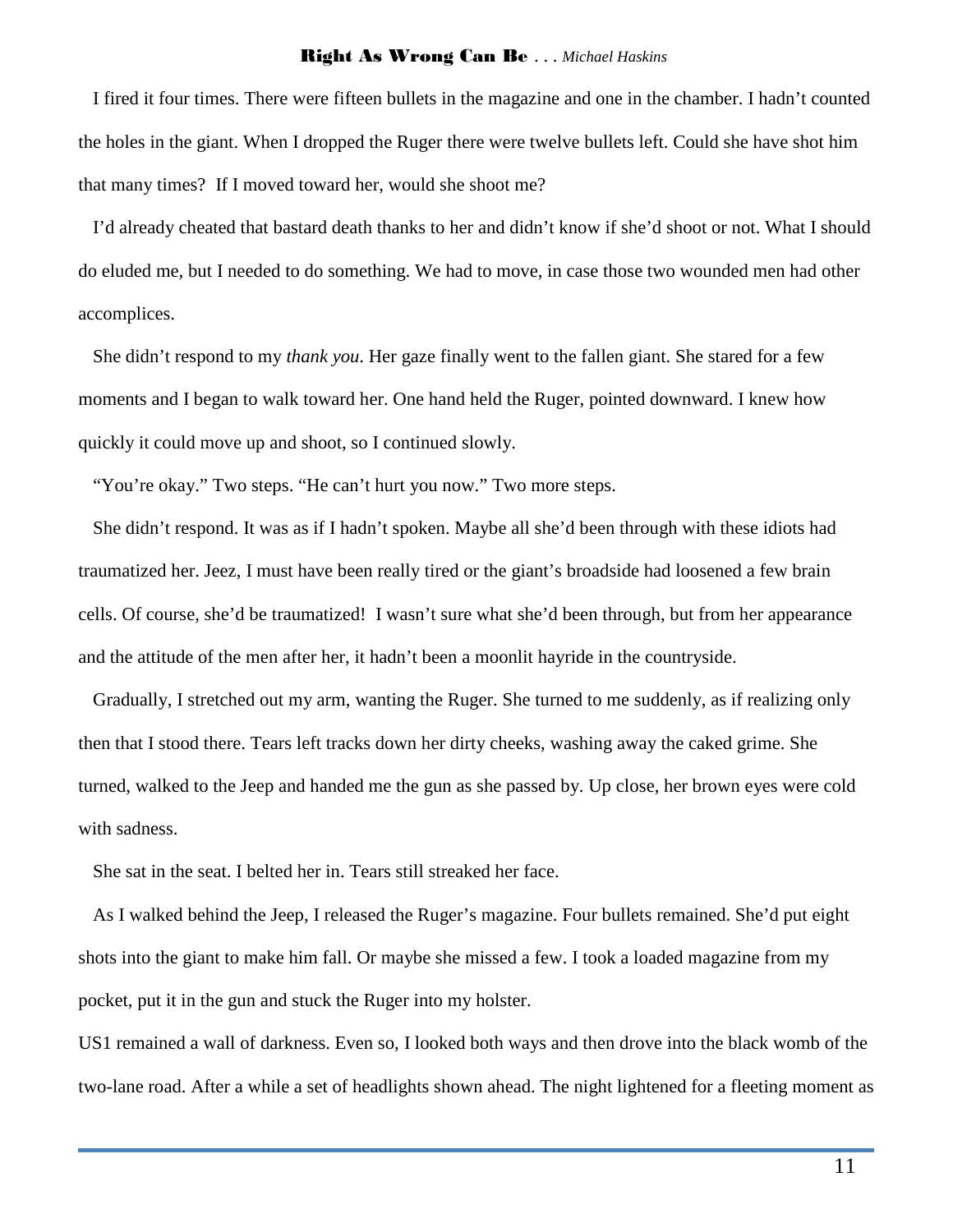I fired it four times. There were fifteen bullets in the magazine and one in the chamber. I hadn't counted the holes in the giant. When I dropped the Ruger there were twelve bullets left. Could she have shot him that many times? If I moved toward her, would she shoot me?

I'd already cheated that bastard death thanks to her and didn't know if she'd shoot or not. What I should do eluded me, but I needed to do something. We had to move, in case those two wounded men had other accomplices.

She didn't respond to my *thank you*. Her gaze finally went to the fallen giant. She stared for a few moments and I began to walk toward her. One hand held the Ruger, pointed downward. I knew how quickly it could move up and shoot, so I continued slowly.

"You're okay." Two steps. "He can't hurt you now." Two more steps.

She didn't respond. It was as if I hadn't spoken. Maybe all she'd been through with these idiots had traumatized her. Jeez, I must have been really tired or the giant's broadside had loosened a few brain cells. Of course, she'd be traumatized! I wasn't sure what she'd been through, but from her appearance and the attitude of the men after her, it hadn't been a moonlit hayride in the countryside.

Gradually, I stretched out my arm, wanting the Ruger. She turned to me suddenly, as if realizing only then that I stood there. Tears left tracks down her dirty cheeks, washing away the caked grime. She turned, walked to the Jeep and handed me the gun as she passed by. Up close, her brown eyes were cold with sadness.

She sat in the seat. I belted her in. Tears still streaked her face.

As I walked behind the Jeep, I released the Ruger's magazine. Four bullets remained. She'd put eight shots into the giant to make him fall. Or maybe she missed a few. I took a loaded magazine from my pocket, put it in the gun and stuck the Ruger into my holster.

US1 remained a wall of darkness. Even so, I looked both ways and then drove into the black womb of the two-lane road. After a while a set of headlights shown ahead. The night lightened for a fleeting moment as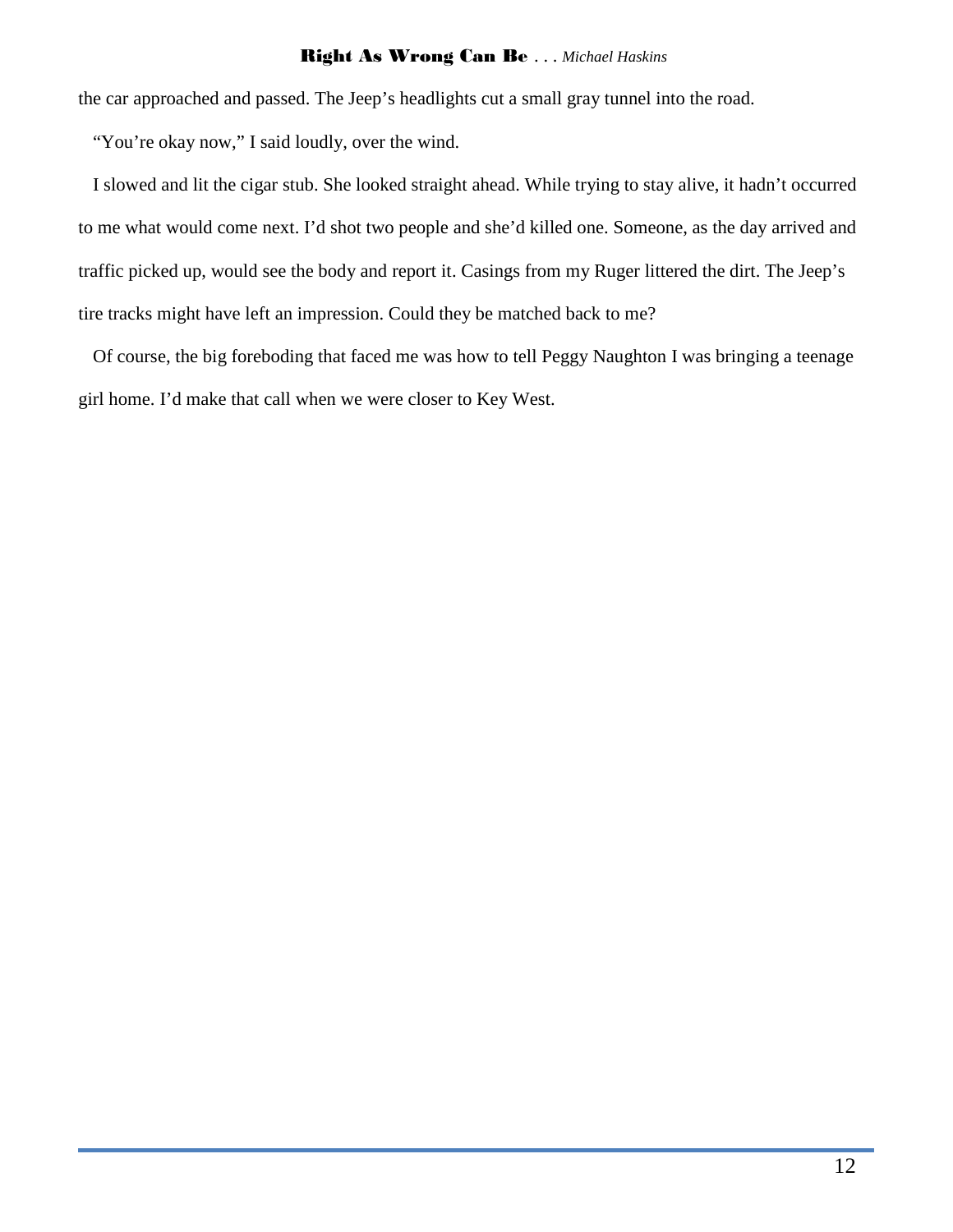the car approached and passed. The Jeep's headlights cut a small gray tunnel into the road.

"You're okay now," I said loudly, over the wind.

I slowed and lit the cigar stub. She looked straight ahead. While trying to stay alive, it hadn't occurred to me what would come next. I'd shot two people and she'd killed one. Someone, as the day arrived and traffic picked up, would see the body and report it. Casings from my Ruger littered the dirt. The Jeep's tire tracks might have left an impression. Could they be matched back to me?

Of course, the big foreboding that faced me was how to tell Peggy Naughton I was bringing a teenage girl home. I'd make that call when we were closer to Key West.